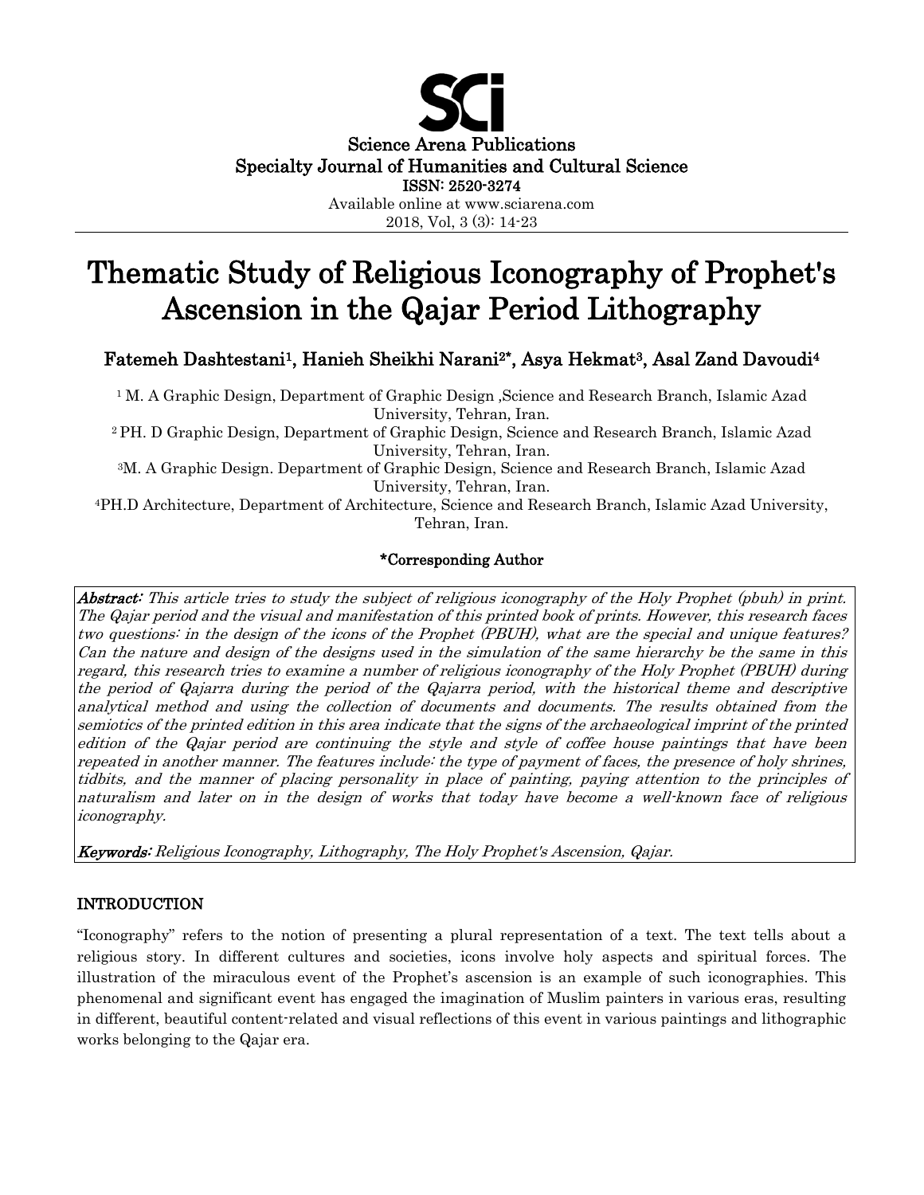Science Arena Publications
Specialty Journal of Humanities and Cultural Science
ISSN: 2520-3274
Available online at www.sciarena.com
2018, Vol, 3 (3): 14-23

# Thematic Study of Religious Iconography of Prophet's Ascension in the Qajar Period Lithography

**Fatemeh Dashtestani[1], Hanieh Sheikhi Narani[2]*, Asya Hekmat[3], Asal Zand Davoudi[4]**

[1] M. A Graphic Design, Department of Graphic Design ,Science and Research Branch, Islamic Azad University, Tehran, Iran.

[2] PH. D Graphic Design, Department of Graphic Design, Science and Research Branch, Islamic Azad University, Tehran, Iran.

[3] M. A Graphic Design. Department of Graphic Design, Science and Research Branch, Islamic Azad University, Tehran, Iran.

[4] PH.D Architecture, Department of Architecture, Science and Research Branch, Islamic Azad University, Tehran, Iran.

**\*Corresponding Author**

***Abstract:*** *This article tries to study the subject of religious iconography of the Holy Prophet (pbuh) in print. The Qajar period and the visual and manifestation of this printed book of prints. However, this research faces two questions: in the design of the icons of the Prophet (PBUH), what are the special and unique features? Can the nature and design of the designs used in the simulation of the same hierarchy be the same in this regard, this research tries to examine a number of religious iconography of the Holy Prophet (PBUH) during the period of Qajarra during the period of the Qajarra period, with the historical theme and descriptive analytical method and using the collection of documents and documents. The results obtained from the semiotics of the printed edition in this area indicate that the signs of the archaeological imprint of the printed edition of the Qajar period are continuing the style and style of coffee house paintings that have been repeated in another manner. The features include: the type of payment of faces, the presence of holy shrines, tidbits, and the manner of placing personality in place of painting, paying attention to the principles of naturalism and later on in the design of works that today have become a well-known face of religious iconography.*

***Keywords:*** *Religious Iconography, Lithography, The Holy Prophet's Ascension, Qajar.*

## INTRODUCTION

"Iconography" refers to the notion of presenting a plural representation of a text. The text tells about a religious story. In different cultures and societies, icons involve holy aspects and spiritual forces. The illustration of the miraculous event of the Prophet's ascension is an example of such iconographies. This phenomenal and significant event has engaged the imagination of Muslim painters in various eras, resulting in different, beautiful content-related and visual reflections of this event in various paintings and lithographic works belonging to the Qajar era.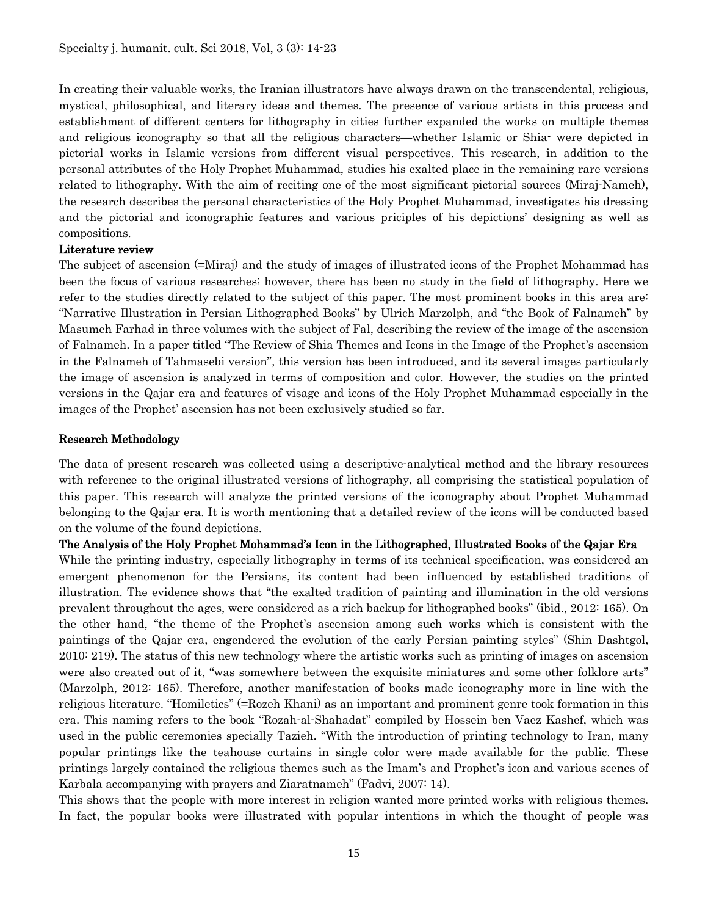In creating their valuable works, the Iranian illustrators have always drawn on the transcendental, religious, mystical, philosophical, and literary ideas and themes. The presence of various artists in this process and establishment of different centers for lithography in cities further expanded the works on multiple themes and religious iconography so that all the religious characters—whether Islamic or Shia- were depicted in pictorial works in Islamic versions from different visual perspectives. This research, in addition to the personal attributes of the Holy Prophet Muhammad, studies his exalted place in the remaining rare versions related to lithography. With the aim of reciting one of the most significant pictorial sources (Miraj-Nameh), the research describes the personal characteristics of the Holy Prophet Muhammad, investigates his dressing and the pictorial and iconographic features and various priciples of his depictions' designing as well as compositions.

## Literature review

The subject of ascension (=Miraj) and the study of images of illustrated icons of the Prophet Mohammad has been the focus of various researches; however, there has been no study in the field of lithography. Here we refer to the studies directly related to the subject of this paper. The most prominent books in this area are: "Narrative Illustration in Persian Lithographed Books" by Ulrich Marzolph, and "the Book of Falnameh" by Masumeh Farhad in three volumes with the subject of Fal, describing the review of the image of the ascension of Falnameh. In a paper titled "The Review of Shia Themes and Icons in the Image of the Prophet's ascension in the Falnameh of Tahmasebi version", this version has been introduced, and its several images particularly the image of ascension is analyzed in terms of composition and color. However, the studies on the printed versions in the Qajar era and features of visage and icons of the Holy Prophet Muhammad especially in the images of the Prophet' ascension has not been exclusively studied so far.

## Research Methodology

The data of present research was collected using a descriptive-analytical method and the library resources with reference to the original illustrated versions of lithography, all comprising the statistical population of this paper. This research will analyze the printed versions of the iconography about Prophet Muhammad belonging to the Qajar era. It is worth mentioning that a detailed review of the icons will be conducted based on the volume of the found depictions.

## The Analysis of the Holy Prophet Mohammad's Icon in the Lithographed, Illustrated Books of the Qajar Era

While the printing industry, especially lithography in terms of its technical specification, was considered an emergent phenomenon for the Persians, its content had been influenced by established traditions of illustration. The evidence shows that "the exalted tradition of painting and illumination in the old versions prevalent throughout the ages, were considered as a rich backup for lithographed books" (ibid., 2012: 165). On the other hand, "the theme of the Prophet's ascension among such works which is consistent with the paintings of the Qajar era, engendered the evolution of the early Persian painting styles" (Shin Dashtgol, 2010: 219). The status of this new technology where the artistic works such as printing of images on ascension were also created out of it, "was somewhere between the exquisite miniatures and some other folklore arts" (Marzolph, 2012: 165). Therefore, another manifestation of books made iconography more in line with the religious literature. "Homiletics" (=Rozeh Khani) as an important and prominent genre took formation in this era. This naming refers to the book "Rozah-al-Shahadat" compiled by Hossein ben Vaez Kashef, which was used in the public ceremonies specially Tazieh. "With the introduction of printing technology to Iran, many popular printings like the teahouse curtains in single color were made available for the public. These printings largely contained the religious themes such as the Imam's and Prophet's icon and various scenes of Karbala accompanying with prayers and Ziaratnameh" (Fadvi, 2007: 14).

This shows that the people with more interest in religion wanted more printed works with religious themes. In fact, the popular books were illustrated with popular intentions in which the thought of people was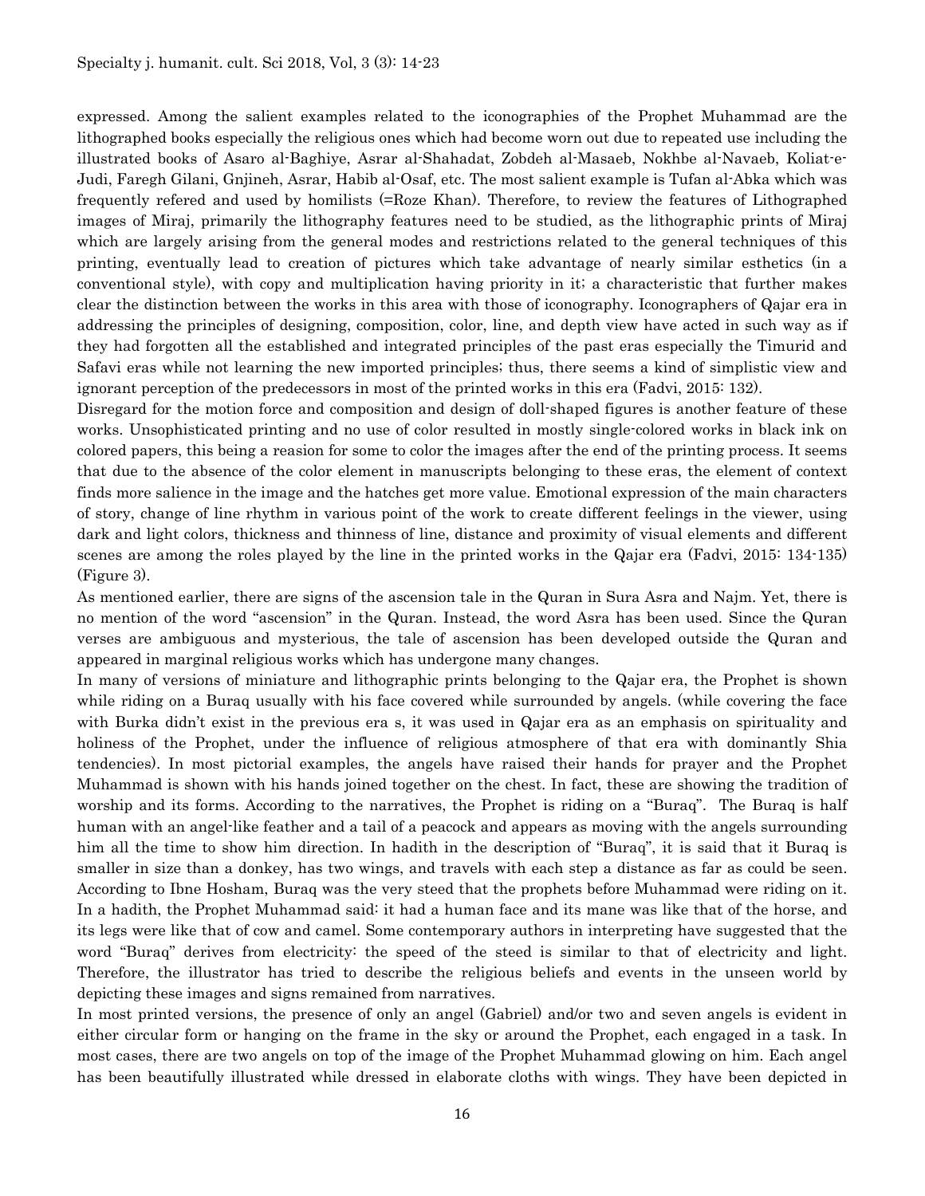expressed. Among the salient examples related to the iconographies of the Prophet Muhammad are the lithographed books especially the religious ones which had become worn out due to repeated use including the illustrated books of Asaro al-Baghiye, Asrar al-Shahadat, Zobdeh al-Masaeb, Nokhbe al-Navaeb, Koliat-e-Judi, Faregh Gilani, Gnjineh, Asrar, Habib al-Osaf, etc. The most salient example is Tufan al-Abka which was frequently refered and used by homilists (=Roze Khan). Therefore, to review the features of Lithographed images of Miraj, primarily the lithography features need to be studied, as the lithographic prints of Miraj which are largely arising from the general modes and restrictions related to the general techniques of this printing, eventually lead to creation of pictures which take advantage of nearly similar esthetics (in a conventional style), with copy and multiplication having priority in it; a characteristic that further makes clear the distinction between the works in this area with those of iconography. Iconographers of Qajar era in addressing the principles of designing, composition, color, line, and depth view have acted in such way as if they had forgotten all the established and integrated principles of the past eras especially the Timurid and Safavi eras while not learning the new imported principles; thus, there seems a kind of simplistic view and ignorant perception of the predecessors in most of the printed works in this era (Fadvi, 2015: 132).

Disregard for the motion force and composition and design of doll-shaped figures is another feature of these works. Unsophisticated printing and no use of color resulted in mostly single-colored works in black ink on colored papers, this being a reasion for some to color the images after the end of the printing process. It seems that due to the absence of the color element in manuscripts belonging to these eras, the element of context finds more salience in the image and the hatches get more value. Emotional expression of the main characters of story, change of line rhythm in various point of the work to create different feelings in the viewer, using dark and light colors, thickness and thinness of line, distance and proximity of visual elements and different scenes are among the roles played by the line in the printed works in the Qajar era (Fadvi, 2015: 134-135) (Figure 3).

As mentioned earlier, there are signs of the ascension tale in the Quran in Sura Asra and Najm. Yet, there is no mention of the word "ascension" in the Quran. Instead, the word Asra has been used. Since the Quran verses are ambiguous and mysterious, the tale of ascension has been developed outside the Quran and appeared in marginal religious works which has undergone many changes.

In many of versions of miniature and lithographic prints belonging to the Qajar era, the Prophet is shown while riding on a Buraq usually with his face covered while surrounded by angels. (while covering the face with Burka didn't exist in the previous era s, it was used in Qajar era as an emphasis on spirituality and holiness of the Prophet, under the influence of religious atmosphere of that era with dominantly Shia tendencies). In most pictorial examples, the angels have raised their hands for prayer and the Prophet Muhammad is shown with his hands joined together on the chest. In fact, these are showing the tradition of worship and its forms. According to the narratives, the Prophet is riding on a "Buraq". The Buraq is half human with an angel-like feather and a tail of a peacock and appears as moving with the angels surrounding him all the time to show him direction. In hadith in the description of "Buraq", it is said that it Buraq is smaller in size than a donkey, has two wings, and travels with each step a distance as far as could be seen. According to Ibne Hosham, Buraq was the very steed that the prophets before Muhammad were riding on it. In a hadith, the Prophet Muhammad said: it had a human face and its mane was like that of the horse, and its legs were like that of cow and camel. Some contemporary authors in interpreting have suggested that the word "Buraq" derives from electricity: the speed of the steed is similar to that of electricity and light. Therefore, the illustrator has tried to describe the religious beliefs and events in the unseen world by depicting these images and signs remained from narratives.

In most printed versions, the presence of only an angel (Gabriel) and/or two and seven angels is evident in either circular form or hanging on the frame in the sky or around the Prophet, each engaged in a task. In most cases, there are two angels on top of the image of the Prophet Muhammad glowing on him. Each angel has been beautifully illustrated while dressed in elaborate cloths with wings. They have been depicted in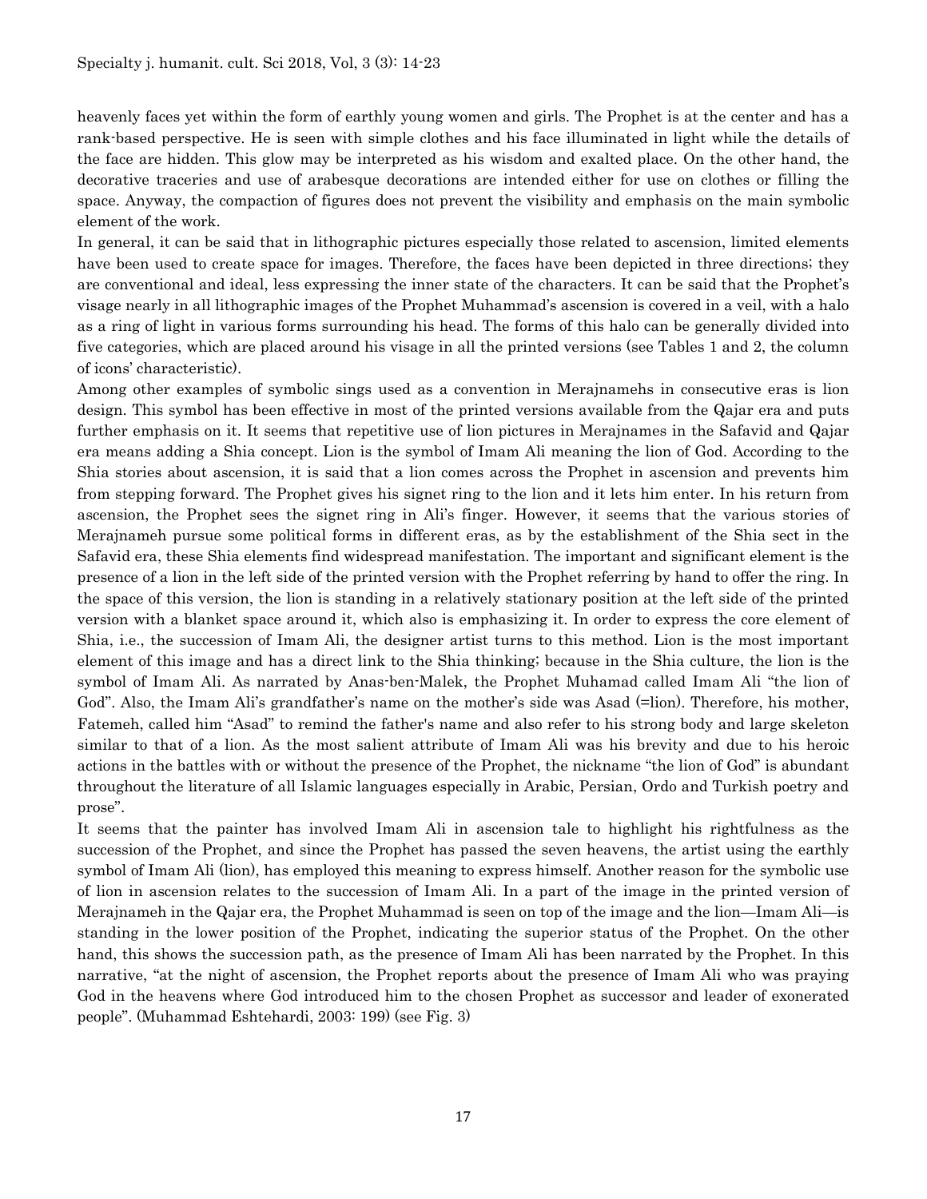heavenly faces yet within the form of earthly young women and girls. The Prophet is at the center and has a rank-based perspective. He is seen with simple clothes and his face illuminated in light while the details of the face are hidden. This glow may be interpreted as his wisdom and exalted place. On the other hand, the decorative traceries and use of arabesque decorations are intended either for use on clothes or filling the space. Anyway, the compaction of figures does not prevent the visibility and emphasis on the main symbolic element of the work.

In general, it can be said that in lithographic pictures especially those related to ascension, limited elements have been used to create space for images. Therefore, the faces have been depicted in three directions; they are conventional and ideal, less expressing the inner state of the characters. It can be said that the Prophet's visage nearly in all lithographic images of the Prophet Muhammad's ascension is covered in a veil, with a halo as a ring of light in various forms surrounding his head. The forms of this halo can be generally divided into five categories, which are placed around his visage in all the printed versions (see Tables 1 and 2, the column of icons' characteristic).

Among other examples of symbolic sings used as a convention in Merajnamehs in consecutive eras is lion design. This symbol has been effective in most of the printed versions available from the Qajar era and puts further emphasis on it. It seems that repetitive use of lion pictures in Merajnames in the Safavid and Qajar era means adding a Shia concept. Lion is the symbol of Imam Ali meaning the lion of God. According to the Shia stories about ascension, it is said that a lion comes across the Prophet in ascension and prevents him from stepping forward. The Prophet gives his signet ring to the lion and it lets him enter. In his return from ascension, the Prophet sees the signet ring in Ali's finger. However, it seems that the various stories of Merajnameh pursue some political forms in different eras, as by the establishment of the Shia sect in the Safavid era, these Shia elements find widespread manifestation. The important and significant element is the presence of a lion in the left side of the printed version with the Prophet referring by hand to offer the ring. In the space of this version, the lion is standing in a relatively stationary position at the left side of the printed version with a blanket space around it, which also is emphasizing it. In order to express the core element of Shia, i.e., the succession of Imam Ali, the designer artist turns to this method. Lion is the most important element of this image and has a direct link to the Shia thinking; because in the Shia culture, the lion is the symbol of Imam Ali. As narrated by Anas-ben-Malek, the Prophet Muhamad called Imam Ali "the lion of God". Also, the Imam Ali's grandfather's name on the mother's side was Asad (=lion). Therefore, his mother, Fatemeh, called him "Asad" to remind the father's name and also refer to his strong body and large skeleton similar to that of a lion. As the most salient attribute of Imam Ali was his brevity and due to his heroic actions in the battles with or without the presence of the Prophet, the nickname "the lion of God" is abundant throughout the literature of all Islamic languages especially in Arabic, Persian, Ordo and Turkish poetry and prose".

It seems that the painter has involved Imam Ali in ascension tale to highlight his rightfulness as the succession of the Prophet, and since the Prophet has passed the seven heavens, the artist using the earthly symbol of Imam Ali (lion), has employed this meaning to express himself. Another reason for the symbolic use of lion in ascension relates to the succession of Imam Ali. In a part of the image in the printed version of Merajnameh in the Qajar era, the Prophet Muhammad is seen on top of the image and the lion—Imam Ali—is standing in the lower position of the Prophet, indicating the superior status of the Prophet. On the other hand, this shows the succession path, as the presence of Imam Ali has been narrated by the Prophet. In this narrative, "at the night of ascension, the Prophet reports about the presence of Imam Ali who was praying God in the heavens where God introduced him to the chosen Prophet as successor and leader of exonerated people". (Muhammad Eshtehardi, 2003: 199) (see Fig. 3)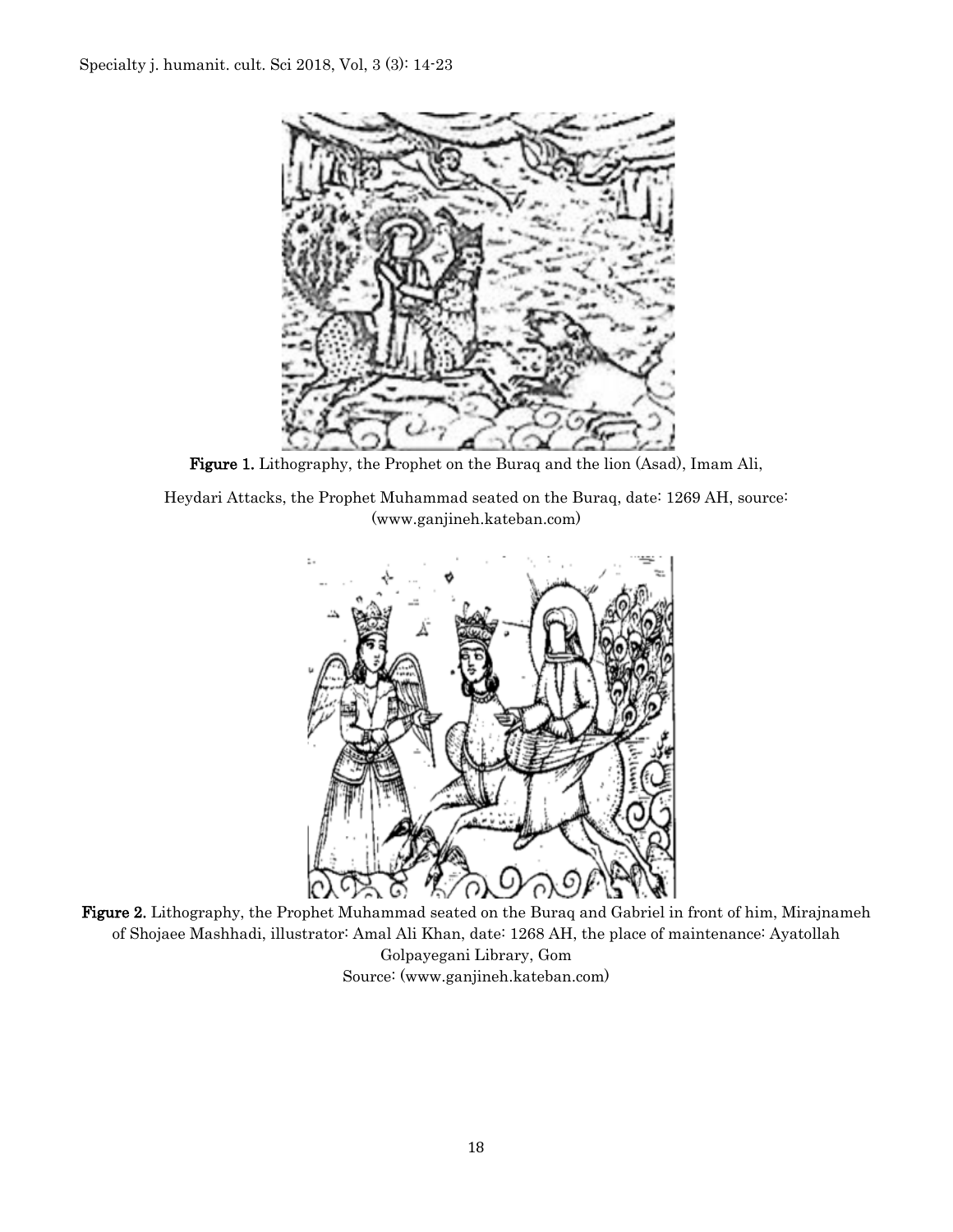**Figure 1.** Lithography, the Prophet on the Buraq and the lion (Asad), Imam Ali,

Heydari Attacks, the Prophet Muhammad seated on the Buraq, date: 1269 AH, source: (www.ganjineh.kateban.com)

**Figure 2.** Lithography, the Prophet Muhammad seated on the Buraq and Gabriel in front of him, Mirajnameh of Shojaee Mashhadi, illustrator: Amal Ali Khan, date: 1268 AH, the place of maintenance: Ayatollah Golpayegani Library, Gom
Source: (www.ganjineh.kateban.com)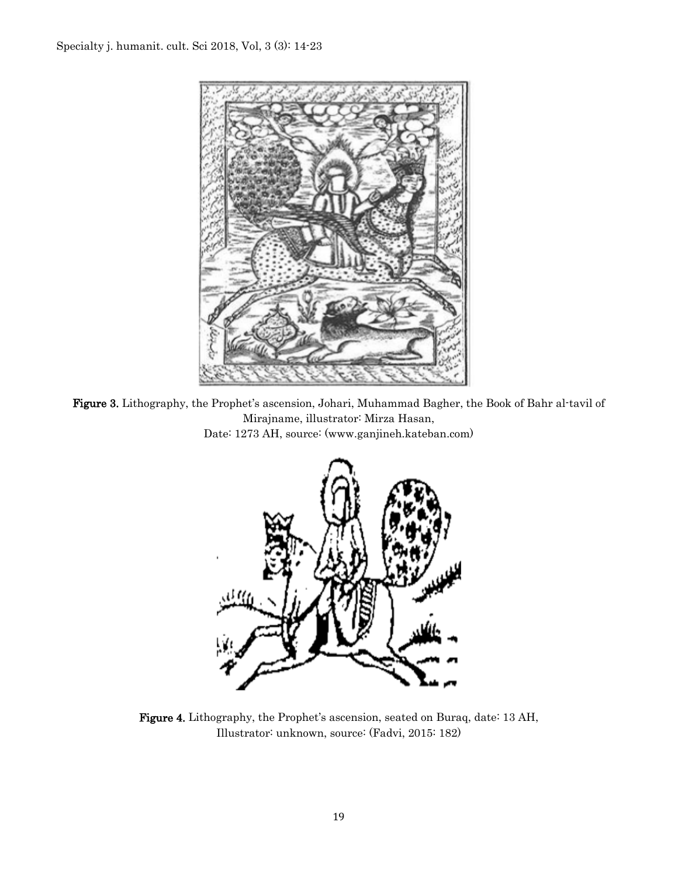**Figure 3.** Lithography, the Prophet's ascension, Johari, Muhammad Bagher, the Book of Bahr al-tavil of Mirajname, illustrator: Mirza Hasan,
Date: 1273 AH, source: (www.ganjineh.kateban.com)

**Figure 4.** Lithography, the Prophet's ascension, seated on Buraq, date: 13 AH,
Illustrator: unknown, source: (Fadvi, 2015: 182)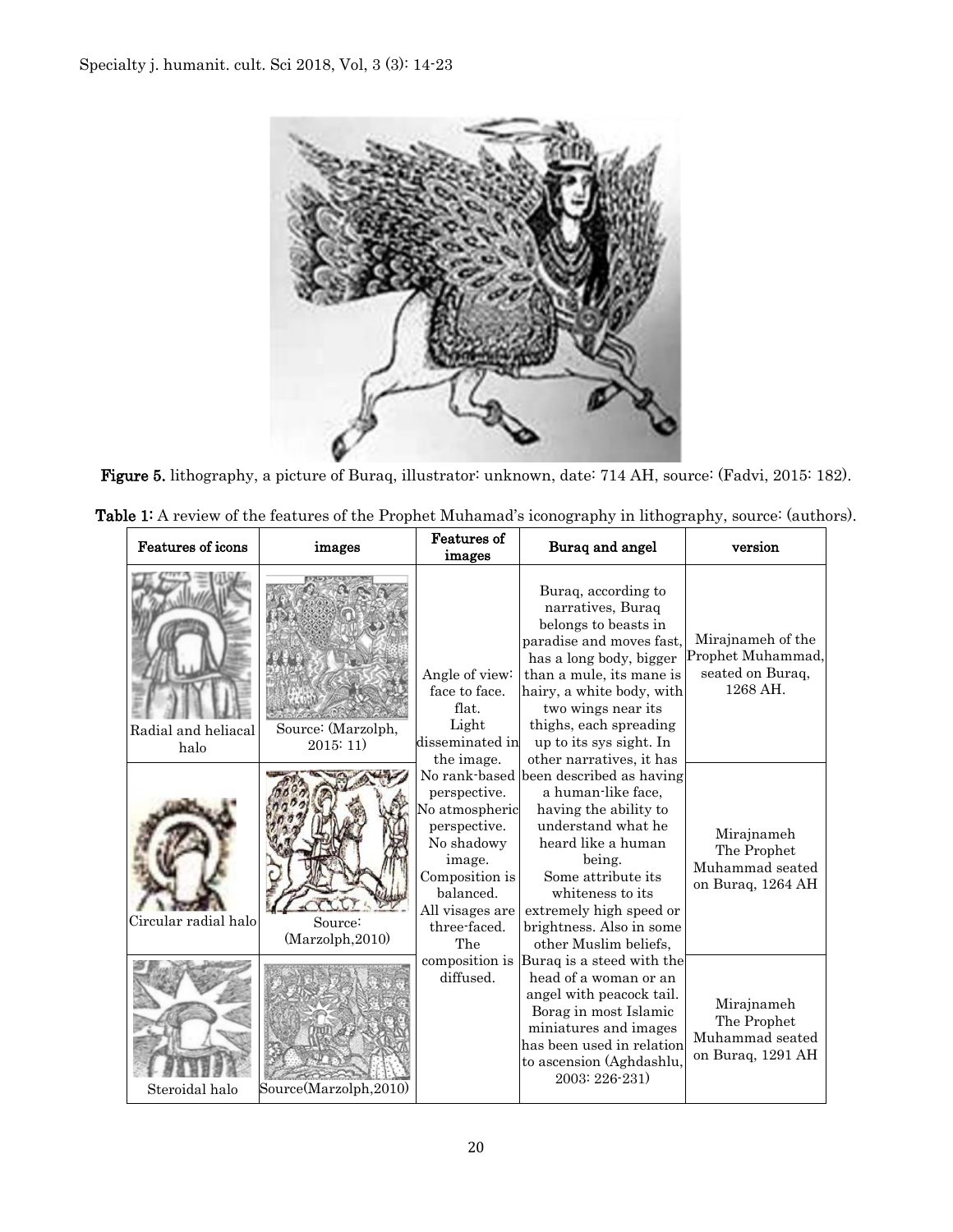**Figure 5.** lithography, a picture of Buraq, illustrator: unknown, date: 714 AH, source: (Fadvi, 2015: 182).

**Table 1:** A review of the features of the Prophet Muhamad's iconography in lithography, source: (authors).

| Features of icons | images | Features of images | Buraq and angel | version |
|---|---|---|---|---|
| Radial and heliacal halo | Source: (Marzolph, 2015: 11) | Angle of view: face to face. flat. Light disseminated in the image. No rank-based perspective. No atmospheric perspective. No shadowy image. Composition is balanced. All visages are three-faced. The composition is diffused. | Buraq, according to narratives, Buraq belongs to beasts in paradise and moves fast, has a long body, bigger than a mule, its mane is hairy, a white body, with two wings near its thighs, each spreading up to its sys sight. In other narratives, it has been described as having a human-like face, having the ability to understand what he heard like a human being. Some attribute its whiteness to its extremely high speed or brightness. Also in some other Muslim beliefs, Buraq is a steed with the head of a woman or an angel with peacock tail. Borag in most Islamic miniatures and images has been used in relation to ascension (Aghdashlu, 2003: 226-231) | Mirajnameh of the Prophet Muhammad, seated on Buraq, 1268 AH. |
| Circular radial halo | Source: (Marzolph,2010) | | | Mirajnameh The Prophet Muhammad seated on Buraq, 1264 AH |
| Steroidal halo | Source(Marzolph,2010) | | | Mirajnameh The Prophet Muhammad seated on Buraq, 1291 AH |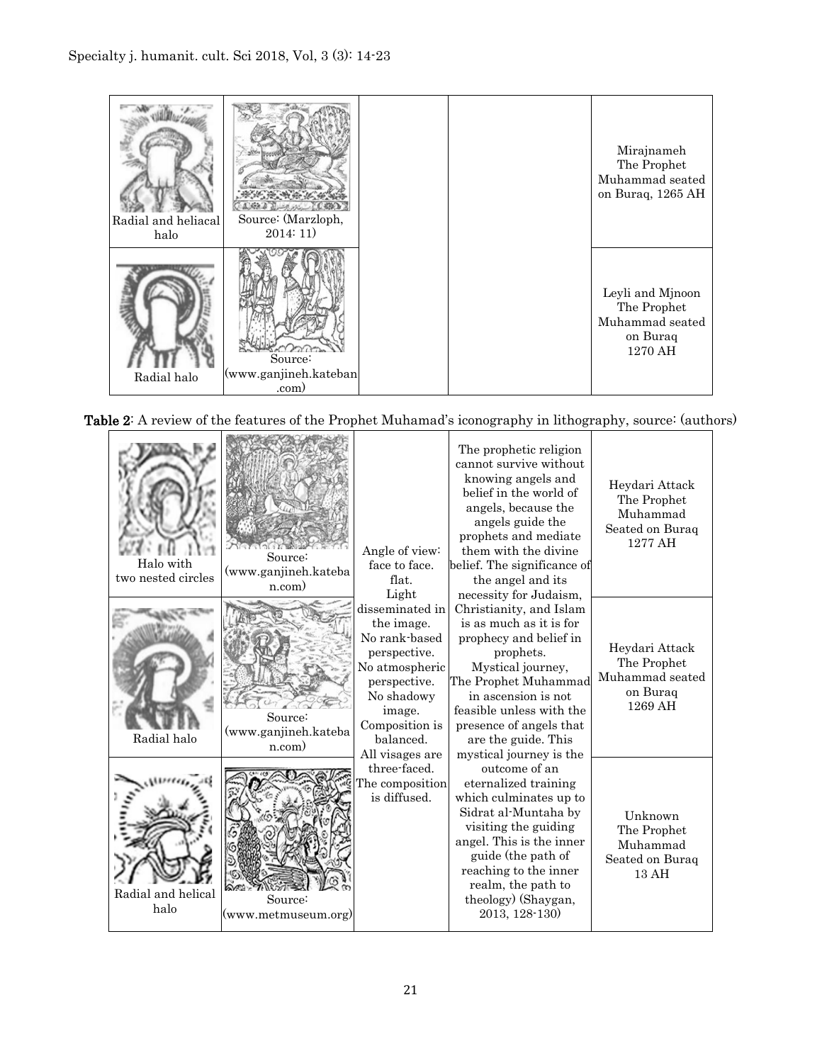| Radial and heliacal halo | Source: (Marzloph, 2014: 11) | | | Mirajnameh The Prophet Muhammad seated on Buraq, 1265 AH |
|---|---|---|---|---|
| Radial halo | Source: (www.ganjineh.kateban.com) | | | Leyli and Mjnoon The Prophet Muhammad seated on Buraq 1270 AH |

**Table 2**: A review of the features of the Prophet Muhamad's iconography in lithography, source: (authors)

| Halo with two nested circles | Source: (www.ganjineh.kateban.com) | Angle of view: face to face. flat. Light disseminated in the image. No rank-based perspective. No atmospheric perspective. No shadowy image. Composition is balanced. All visages are three-faced. The composition is diffused. | The prophetic religion cannot survive without knowing angels and belief in the world of angels, because the angels guide the prophets and mediate them with the divine belief. The significance of the angel and its necessity for Judaism, Christianity, and Islam is as much as it is for prophecy and belief in prophets. Mystical journey, The Prophet Muhammad in ascension is not feasible unless with the presence of angels that are the guide. This mystical journey is the outcome of an eternalized training which culminates up to Sidrat al-Muntaha by visiting the guiding angel. This is the inner guide (the path of reaching to the inner realm, the path to theology) (Shaygan, 2013, 128-130) | Heydari Attack The Prophet Muhammad Seated on Buraq 1277 AH |
|---|---|---|---|---|
| Radial halo | Source: (www.ganjineh.kateban.com) | | | Heydari Attack The Prophet Muhammad seated on Buraq 1269 AH |
| Radial and helical halo | Source: (www.metmuseum.org) | | | Unknown The Prophet Muhammad Seated on Buraq 13 AH |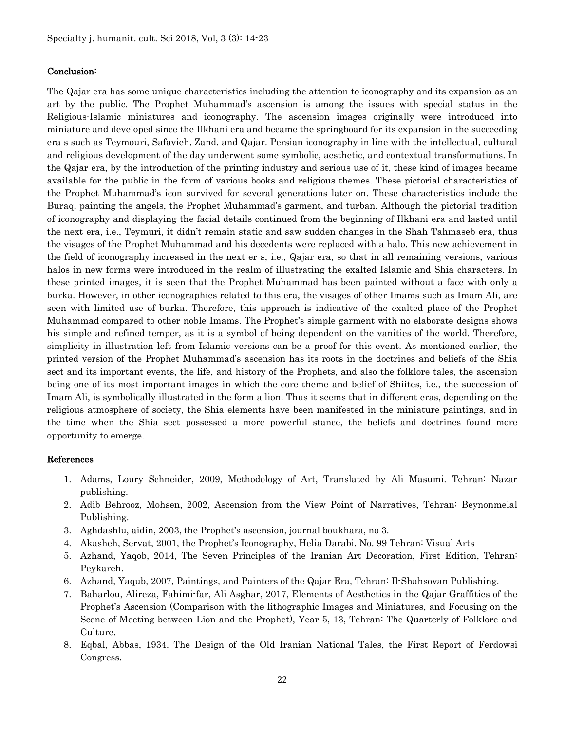## Conclusion:

The Qajar era has some unique characteristics including the attention to iconography and its expansion as an art by the public. The Prophet Muhammad's ascension is among the issues with special status in the Religious-Islamic miniatures and iconography. The ascension images originally were introduced into miniature and developed since the Ilkhani era and became the springboard for its expansion in the succeeding era s such as Teymouri, Safavieh, Zand, and Qajar. Persian iconography in line with the intellectual, cultural and religious development of the day underwent some symbolic, aesthetic, and contextual transformations. In the Qajar era, by the introduction of the printing industry and serious use of it, these kind of images became available for the public in the form of various books and religious themes. These pictorial characteristics of the Prophet Muhammad's icon survived for several generations later on. These characteristics include the Buraq, painting the angels, the Prophet Muhammad's garment, and turban. Although the pictorial tradition of iconography and displaying the facial details continued from the beginning of Ilkhani era and lasted until the next era, i.e., Teymuri, it didn't remain static and saw sudden changes in the Shah Tahmaseb era, thus the visages of the Prophet Muhammad and his decedents were replaced with a halo. This new achievement in the field of iconography increased in the next er s, i.e., Qajar era, so that in all remaining versions, various halos in new forms were introduced in the realm of illustrating the exalted Islamic and Shia characters. In these printed images, it is seen that the Prophet Muhammad has been painted without a face with only a burka. However, in other iconographies related to this era, the visages of other Imams such as Imam Ali, are seen with limited use of burka. Therefore, this approach is indicative of the exalted place of the Prophet Muhammad compared to other noble Imams. The Prophet's simple garment with no elaborate designs shows his simple and refined temper, as it is a symbol of being dependent on the vanities of the world. Therefore, simplicity in illustration left from Islamic versions can be a proof for this event. As mentioned earlier, the printed version of the Prophet Muhammad's ascension has its roots in the doctrines and beliefs of the Shia sect and its important events, the life, and history of the Prophets, and also the folklore tales, the ascension being one of its most important images in which the core theme and belief of Shiites, i.e., the succession of Imam Ali, is symbolically illustrated in the form a lion. Thus it seems that in different eras, depending on the religious atmosphere of society, the Shia elements have been manifested in the miniature paintings, and in the time when the Shia sect possessed a more powerful stance, the beliefs and doctrines found more opportunity to emerge.

## References

1. Adams, Loury Schneider, 2009, Methodology of Art, Translated by Ali Masumi. Tehran: Nazar publishing.
2. Adib Behrooz, Mohsen, 2002, Ascension from the View Point of Narratives, Tehran: Beynonmelal Publishing.
3. Aghdashlu, aidin, 2003, the Prophet's ascension, journal boukhara, no 3.
4. Akasheh, Servat, 2001, the Prophet's Iconography, Helia Darabi, No. 99 Tehran: Visual Arts
5. Azhand, Yaqob, 2014, The Seven Principles of the Iranian Art Decoration, First Edition, Tehran: Peykareh.
6. Azhand, Yaqub, 2007, Paintings, and Painters of the Qajar Era, Tehran: Il-Shahsovan Publishing.
7. Baharlou, Alireza, Fahimi-far, Ali Asghar, 2017, Elements of Aesthetics in the Qajar Graffities of the Prophet's Ascension (Comparison with the lithographic Images and Miniatures, and Focusing on the Scene of Meeting between Lion and the Prophet), Year 5, 13, Tehran: The Quarterly of Folklore and Culture.
8. Eqbal, Abbas, 1934. The Design of the Old Iranian National Tales, the First Report of Ferdowsi Congress.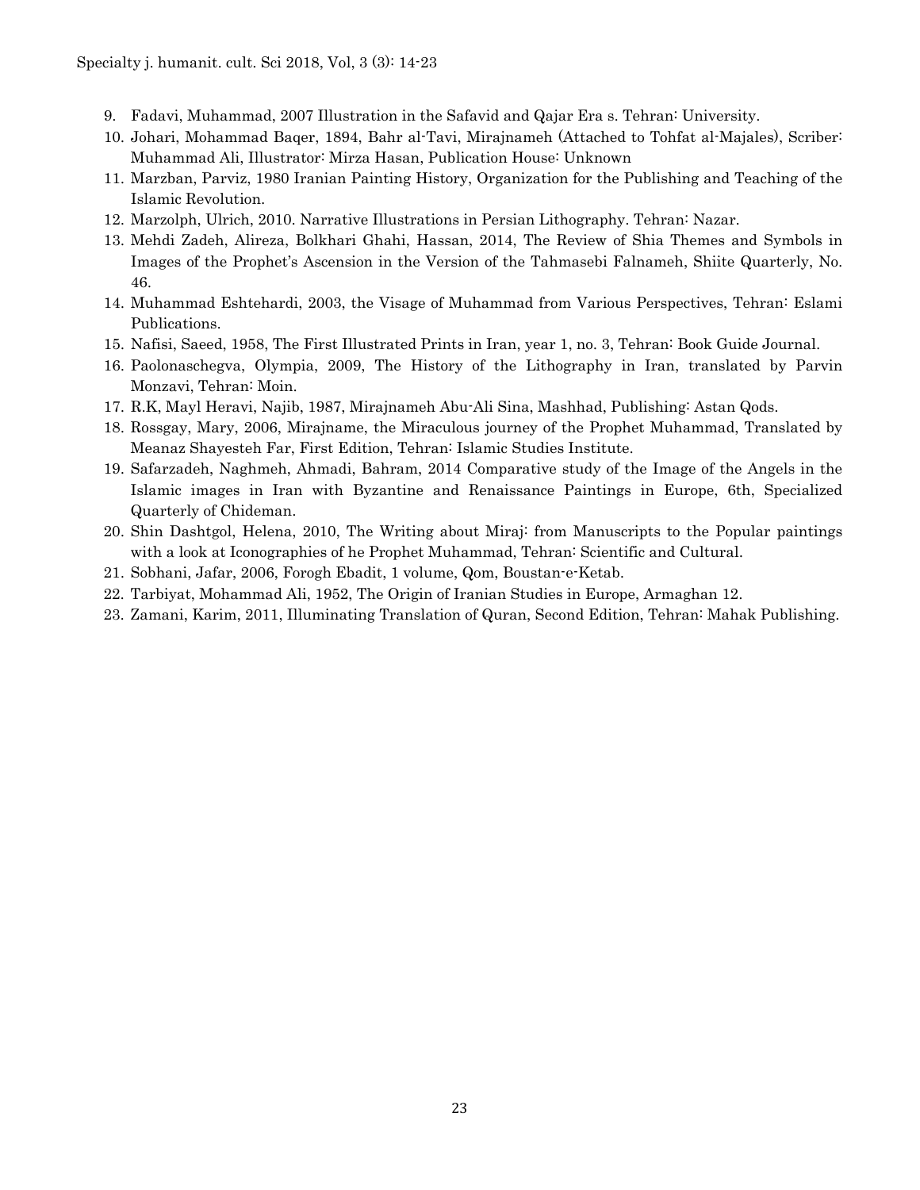9. Fadavi, Muhammad, 2007 Illustration in the Safavid and Qajar Era s. Tehran: University.
10. Johari, Mohammad Baqer, 1894, Bahr al-Tavi, Mirajnameh (Attached to Tohfat al-Majales), Scriber: Muhammad Ali, Illustrator: Mirza Hasan, Publication House: Unknown
11. Marzban, Parviz, 1980 Iranian Painting History, Organization for the Publishing and Teaching of the Islamic Revolution.
12. Marzolph, Ulrich, 2010. Narrative Illustrations in Persian Lithography. Tehran: Nazar.
13. Mehdi Zadeh, Alireza, Bolkhari Ghahi, Hassan, 2014, The Review of Shia Themes and Symbols in Images of the Prophet's Ascension in the Version of the Tahmasebi Falnameh, Shiite Quarterly, No. 46.
14. Muhammad Eshtehardi, 2003, the Visage of Muhammad from Various Perspectives, Tehran: Eslami Publications.
15. Nafisi, Saeed, 1958, The First Illustrated Prints in Iran, year 1, no. 3, Tehran: Book Guide Journal.
16. Paolonaschegva, Olympia, 2009, The History of the Lithography in Iran, translated by Parvin Monzavi, Tehran: Moin.
17. R.K, Mayl Heravi, Najib, 1987, Mirajnameh Abu-Ali Sina, Mashhad, Publishing: Astan Qods.
18. Rossgay, Mary, 2006, Mirajname, the Miraculous journey of the Prophet Muhammad, Translated by Meanaz Shayesteh Far, First Edition, Tehran: Islamic Studies Institute.
19. Safarzadeh, Naghmeh, Ahmadi, Bahram, 2014 Comparative study of the Image of the Angels in the Islamic images in Iran with Byzantine and Renaissance Paintings in Europe, 6th, Specialized Quarterly of Chideman.
20. Shin Dashtgol, Helena, 2010, The Writing about Miraj: from Manuscripts to the Popular paintings with a look at Iconographies of he Prophet Muhammad, Tehran: Scientific and Cultural.
21. Sobhani, Jafar, 2006, Forogh Ebadit, 1 volume, Qom, Boustan-e-Ketab.
22. Tarbiyat, Mohammad Ali, 1952, The Origin of Iranian Studies in Europe, Armaghan 12.
23. Zamani, Karim, 2011, Illuminating Translation of Quran, Second Edition, Tehran: Mahak Publishing.